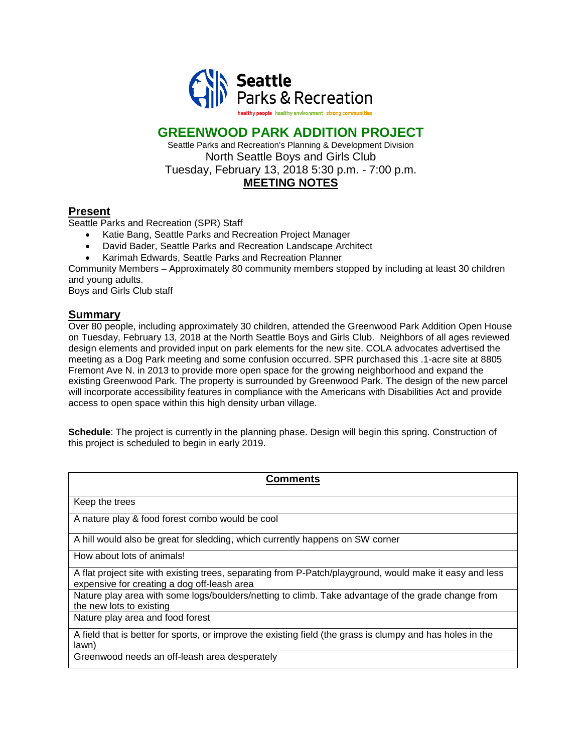Seattle Parks & Recreation

healthy people healthy environment strong communities

# GREENWOOD PARK ADDITION PROJECT

Seattle Parks and Recreation's Planning & Development Division
North Seattle Boys and Girls Club
Tuesday, February 13, 2018 5:30 p.m. - 7:00 p.m.

**MEETING NOTES**

## Present

Seattle Parks and Recreation (SPR) Staff

- Katie Bang, Seattle Parks and Recreation Project Manager
- David Bader, Seattle Parks and Recreation Landscape Architect
- Karimah Edwards, Seattle Parks and Recreation Planner

Community Members – Approximately 80 community members stopped by including at least 30 children and young adults.

Boys and Girls Club staff

## Summary

Over 80 people, including approximately 30 children, attended the Greenwood Park Addition Open House on Tuesday, February 13, 2018 at the North Seattle Boys and Girls Club. Neighbors of all ages reviewed design elements and provided input on park elements for the new site. COLA advocates advertised the meeting as a Dog Park meeting and some confusion occurred. SPR purchased this .1-acre site at 8805 Fremont Ave N. in 2013 to provide more open space for the growing neighborhood and expand the existing Greenwood Park. The property is surrounded by Greenwood Park. The design of the new parcel will incorporate accessibility features in compliance with the Americans with Disabilities Act and provide access to open space within this high density urban village.

**Schedule**: The project is currently in the planning phase. Design will begin this spring. Construction of this project is scheduled to begin in early 2019.

| **Comments** |
|---|
| Keep the trees |
| A nature play & food forest combo would be cool |
| A hill would also be great for sledding, which currently happens on SW corner |
| How about lots of animals! |
| A flat project site with existing trees, separating from P-Patch/playground, would make it easy and less expensive for creating a dog off-leash area |
| Nature play area with some logs/boulders/netting to climb. Take advantage of the grade change from the new lots to existing |
| Nature play area and food forest |
| A field that is better for sports, or improve the existing field (the grass is clumpy and has holes in the lawn) |
| Greenwood needs an off-leash area desperately |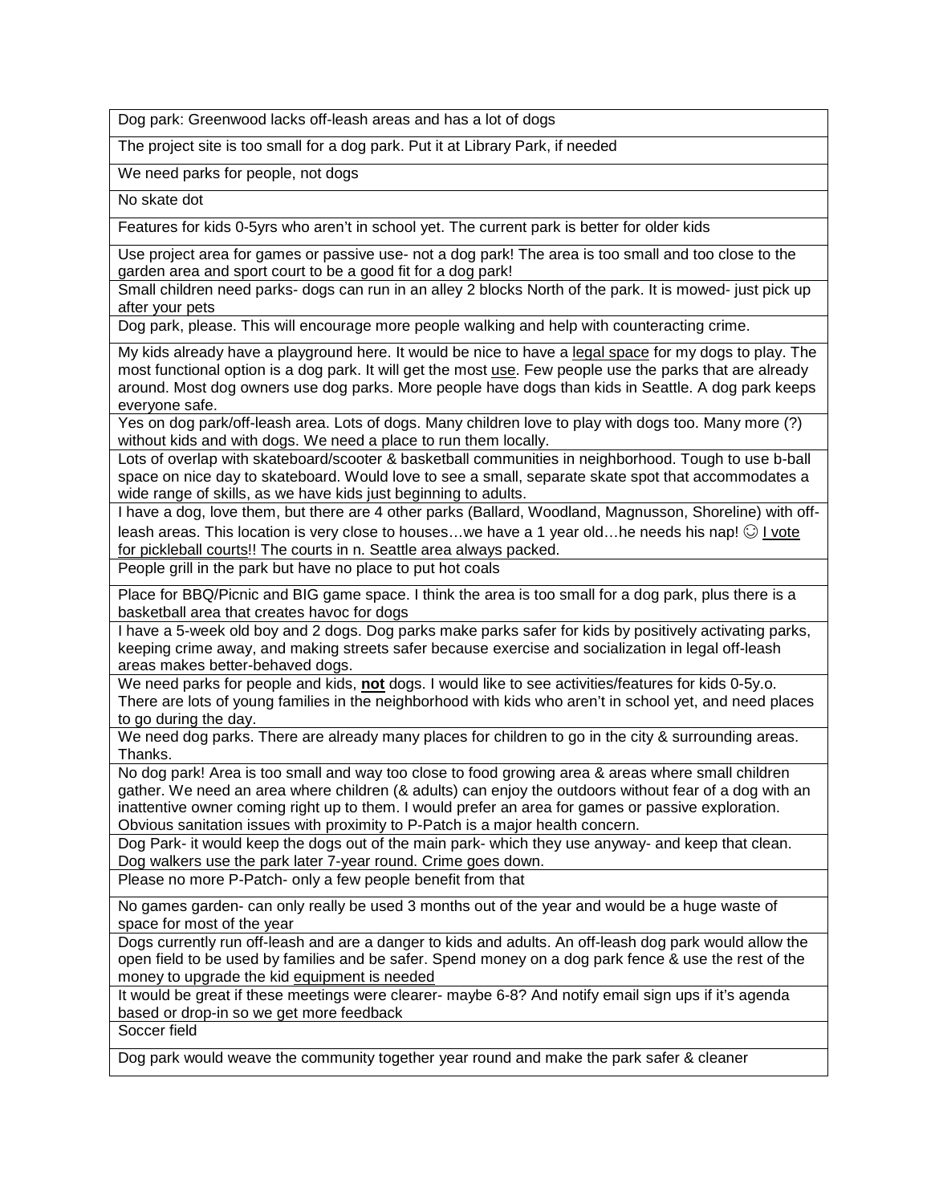| Dog park: Greenwood lacks off-leash areas and has a lot of dogs |
|---|
| The project site is too small for a dog park. Put it at Library Park, if needed |
| We need parks for people, not dogs |
| No skate dot |
| Features for kids 0-5yrs who aren't in school yet. The current park is better for older kids |
| Use project area for games or passive use- not a dog park! The area is too small and too close to the garden area and sport court to be a good fit for a dog park! |
| Small children need parks- dogs can run in an alley 2 blocks North of the park. It is mowed- just pick up after your pets |
| Dog park, please. This will encourage more people walking and help with counteracting crime. |
| My kids already have a playground here. It would be nice to have a <u>legal space</u> for my dogs to play. The most functional option is a dog park. It will get the most <u>use</u>. Few people use the parks that are already around. Most dog owners use dog parks. More people have dogs than kids in Seattle. A dog park keeps everyone safe. |
| Yes on dog park/off-leash area. Lots of dogs. Many children love to play with dogs too. Many more (?) without kids and with dogs. We need a place to run them locally. |
| Lots of overlap with skateboard/scooter & basketball communities in neighborhood. Tough to use b-ball space on nice day to skateboard. Would love to see a small, separate skate spot that accommodates a wide range of skills, as we have kids just beginning to adults. |
| I have a dog, love them, but there are 4 other parks (Ballard, Woodland, Magnusson, Shoreline) with off-leash areas. This location is very close to houses…we have a 1 year old…he needs his nap! ☺ <u>I vote for pickleball courts</u>!! The courts in n. Seattle always packed. |
| People grill in the park but have no place to put hot coals |
| Place for BBQ/Picnic and BIG game space. I think the area is too small for a dog park, plus there is a basketball area that creates havoc for dogs |
| I have a 5-week old boy and 2 dogs. Dog parks make parks safer for kids by positively activating parks, keeping crime away, and making streets safer because exercise and socialization in legal off-leash areas makes better-behaved dogs. |
| We need parks for people and kids, <u>**not**</u> dogs. I would like to see activities/features for kids 0-5y.o. There are lots of young families in the neighborhood with kids who aren't in school yet, and need places to go during the day. |
| We need dog parks. There are already many places for children to go in the city & surrounding areas. Thanks. |
| No dog park! Area is too small and way too close to food growing area & areas where small children gather. We need an area where children (& adults) can enjoy the outdoors without fear of a dog with an inattentive owner coming right up to them. I would prefer an area for games or passive exploration. Obvious sanitation issues with proximity to P-Patch is a major health concern. |
| Dog Park- it would keep the dogs out of the main park- which they use anyway- and keep that clean. Dog walkers use the park later 7-year round. Crime goes down. |
| Please no more P-Patch- only a few people benefit from that |
| No games garden- can only really be used 3 months out of the year and would be a huge waste of space for most of the year |
| Dogs currently run off-leash and are a danger to kids and adults. An off-leash dog park would allow the open field to be used by families and be safer. Spend money on a dog park fence & use the rest of the money to upgrade the kid <u>equipment is needed</u> |
| It would be great if these meetings were clearer- maybe 6-8? And notify email sign ups if it's agenda based or drop-in so we get more feedback |
| Soccer field |
| Dog park would weave the community together year round and make the park safer & cleaner |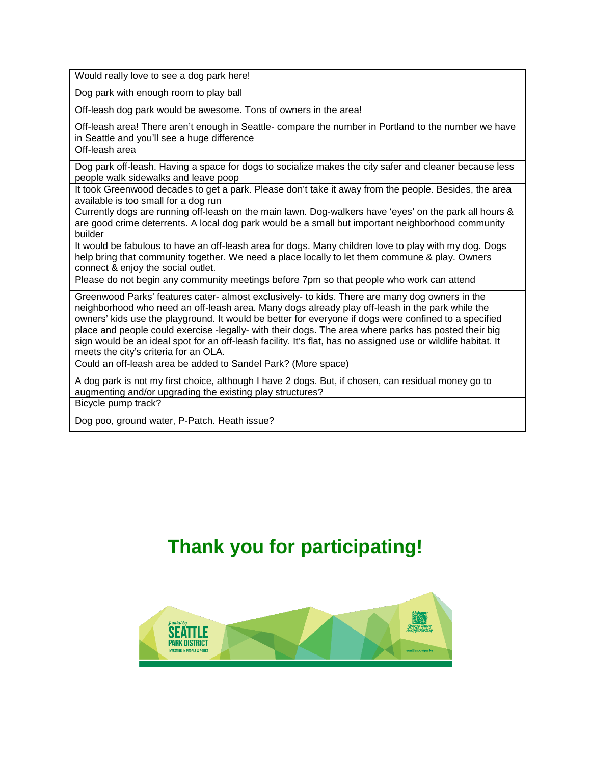| |
|---|
| Would really love to see a dog park here! |
| Dog park with enough room to play ball |
| Off-leash dog park would be awesome. Tons of owners in the area! |
| Off-leash area! There aren't enough in Seattle- compare the number in Portland to the number we have in Seattle and you'll see a huge difference |
| Off-leash area |
| Dog park off-leash. Having a space for dogs to socialize makes the city safer and cleaner because less people walk sidewalks and leave poop |
| It took Greenwood decades to get a park. Please don't take it away from the people. Besides, the area available is too small for a dog run |
| Currently dogs are running off-leash on the main lawn. Dog-walkers have 'eyes' on the park all hours & are good crime deterrents. A local dog park would be a small but important neighborhood community builder |
| It would be fabulous to have an off-leash area for dogs. Many children love to play with my dog. Dogs help bring that community together. We need a place locally to let them commune & play. Owners connect & enjoy the social outlet. |
| Please do not begin any community meetings before 7pm so that people who work can attend |
| Greenwood Parks' features cater- almost exclusively- to kids. There are many dog owners in the neighborhood who need an off-leash area. Many dogs already play off-leash in the park while the owners' kids use the playground. It would be better for everyone if dogs were confined to a specified place and people could exercise -legally- with their dogs. The area where parks has posted their big sign would be an ideal spot for an off-leash facility. It's flat, has no assigned use or wildlife habitat. It meets the city's criteria for an OLA. |
| Could an off-leash area be added to Sandel Park? (More space) |
| A dog park is not my first choice, although I have 2 dogs. But, if chosen, can residual money go to augmenting and/or upgrading the existing play structures? |
| Bicycle pump track? |
| Dog poo, ground water, P-Patch. Heath issue? |

# Thank you for participating!

funded by SEATTLE PARK DISTRICT INVESTING IN PEOPLE & PARKS

Seattle Parks and Recreation

seattle.gov/parks